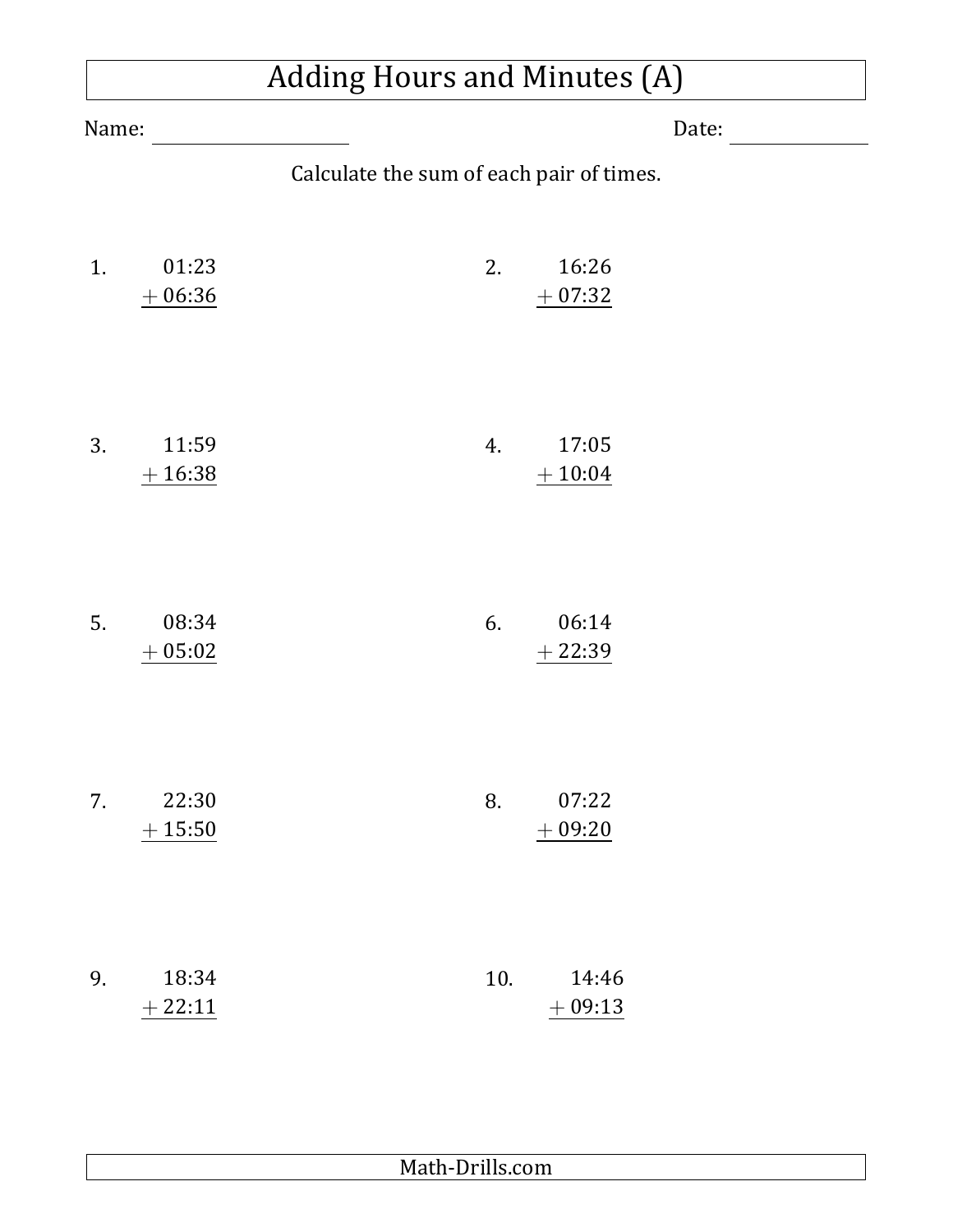# Adding Hours and Minutes (A)

Name: ____________________ Date: ______________

Calculate the sum of each pair of times.

1.
```
  01:23
+ 06:36
```

2.
```
  16:26
+ 07:32
```

3.
```
  11:59
+ 16:38
```

4.
```
  17:05
+ 10:04
```

5.
```
  08:34
+ 05:02
```

6.
```
  06:14
+ 22:39
```

7.
```
  22:30
+ 15:50
```

8.
```
  07:22
+ 09:20
```

9.
```
  18:34
+ 22:11
```

10.
```
  14:46
+ 09:13
```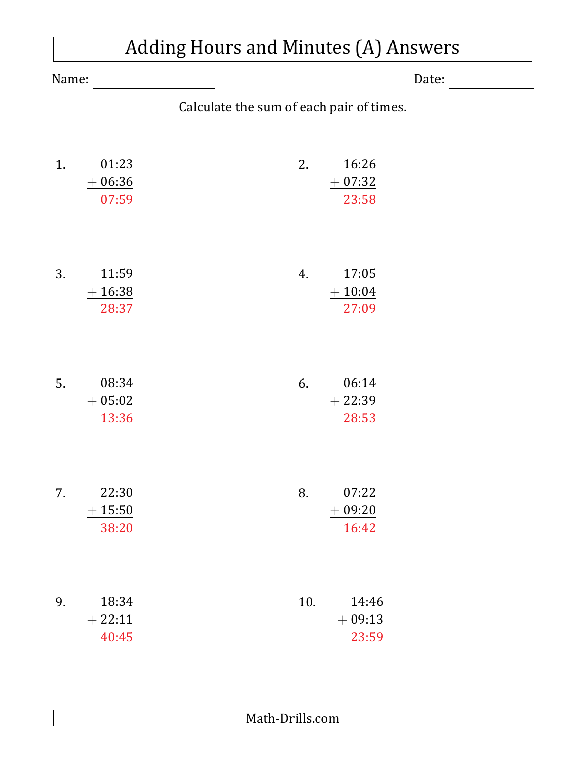# Adding Hours and Minutes (A) Answers

Name: \_\_\_\_\_\_\_\_\_\_\_\_\_\_\_\_\_\_\_\_ Date: \_\_\_\_\_\_\_\_\_\_\_\_

Calculate the sum of each pair of times.

1. 01:23 + 06:36 = **07:59**

2. 16:26 + 07:32 = **23:58**

3. 11:59 + 16:38 = **28:37**

4. 17:05 + 10:04 = **27:09**

5. 08:34 + 05:02 = **13:36**

6. 06:14 + 22:39 = **28:53**

7. 22:30 + 15:50 = **38:20**

8. 07:22 + 09:20 = **16:42**

9. 18:34 + 22:11 = **40:45**

10. 14:46 + 09:13 = **23:59**

Math-Drills.com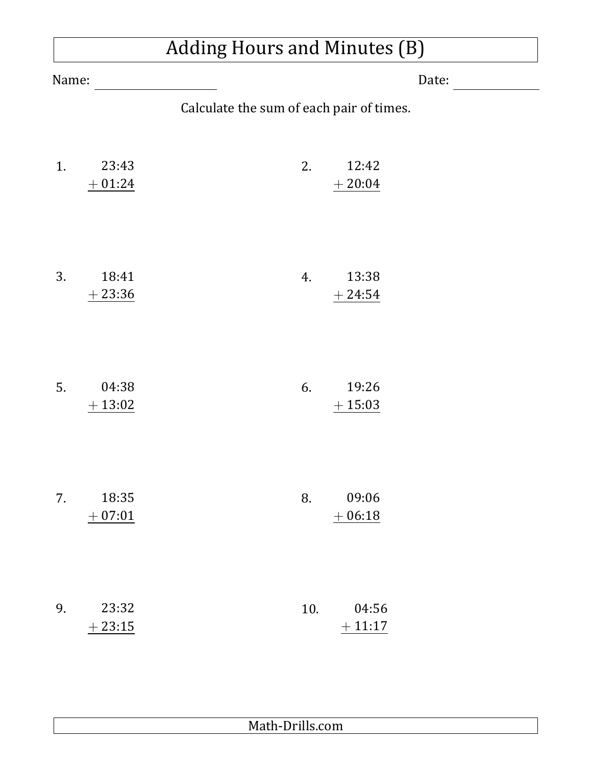# Adding Hours and Minutes (B)

Name: ____________________ Date: ______________

Calculate the sum of each pair of times.

1. 23:43 + 01:24

2. 12:42 + 20:04

3. 18:41 + 23:36

4. 13:38 + 24:54

5. 04:38 + 13:02

6. 19:26 + 15:03

7. 18:35 + 07:01

8. 09:06 + 06:18

9. 23:32 + 23:15

10. 04:56 + 11:17

Math-Drills.com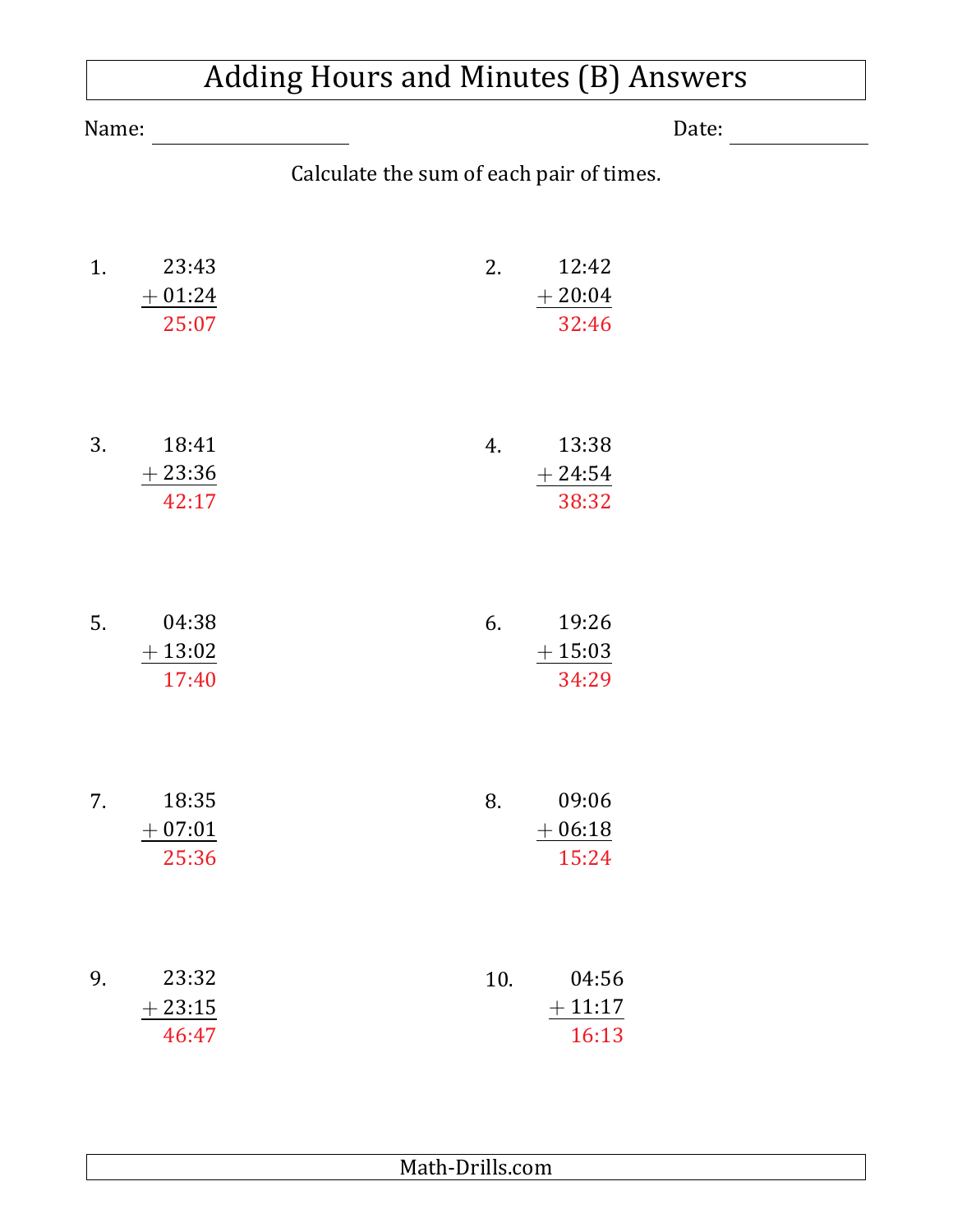# Adding Hours and Minutes (B) Answers

Name: ____________________ Date: ______________

Calculate the sum of each pair of times.

1.
```
  23:43
+ 01:24
  25:07
```

2.
```
  12:42
+ 20:04
  32:46
```

3.
```
  18:41
+ 23:36
  42:17
```

4.
```
  13:38
+ 24:54
  38:32
```

5.
```
  04:38
+ 13:02
  17:40
```

6.
```
  19:26
+ 15:03
  34:29
```

7.
```
  18:35
+ 07:01
  25:36
```

8.
```
  09:06
+ 06:18
  15:24
```

9.
```
  23:32
+ 23:15
  46:47
```

10.
```
  04:56
+ 11:17
  16:13
```

Math-Drills.com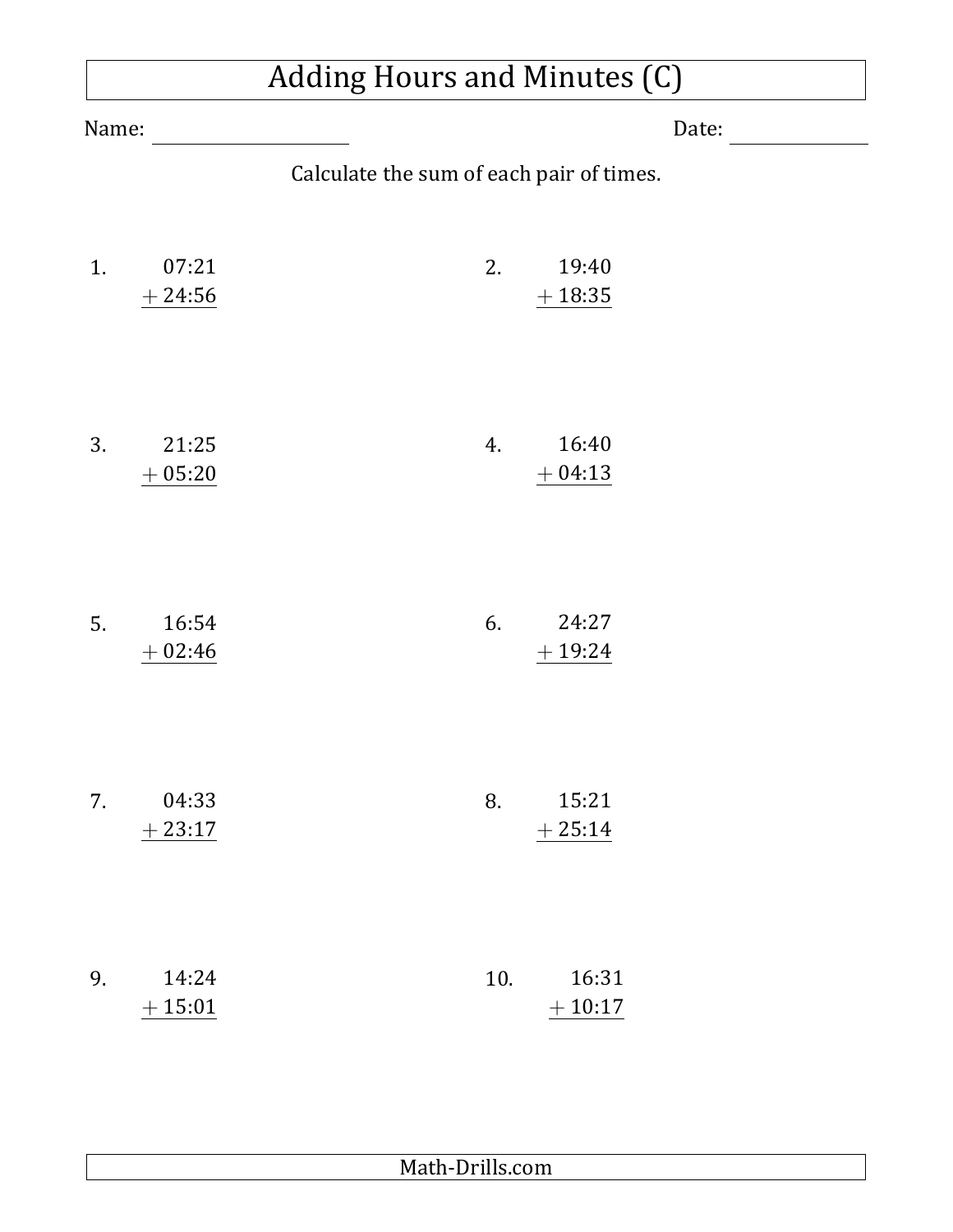# Adding Hours and Minutes (C)

Name: ____________________ Date: ____________

Calculate the sum of each pair of times.

1.
```
  07:21
+ 24:56
```

2.
```
  19:40
+ 18:35
```

3.
```
  21:25
+ 05:20
```

4.
```
  16:40
+ 04:13
```

5.
```
  16:54
+ 02:46
```

6.
```
  24:27
+ 19:24
```

7.
```
  04:33
+ 23:17
```

8.
```
  15:21
+ 25:14
```

9.
```
  14:24
+ 15:01
```

10.
```
  16:31
+ 10:17
```

Math-Drills.com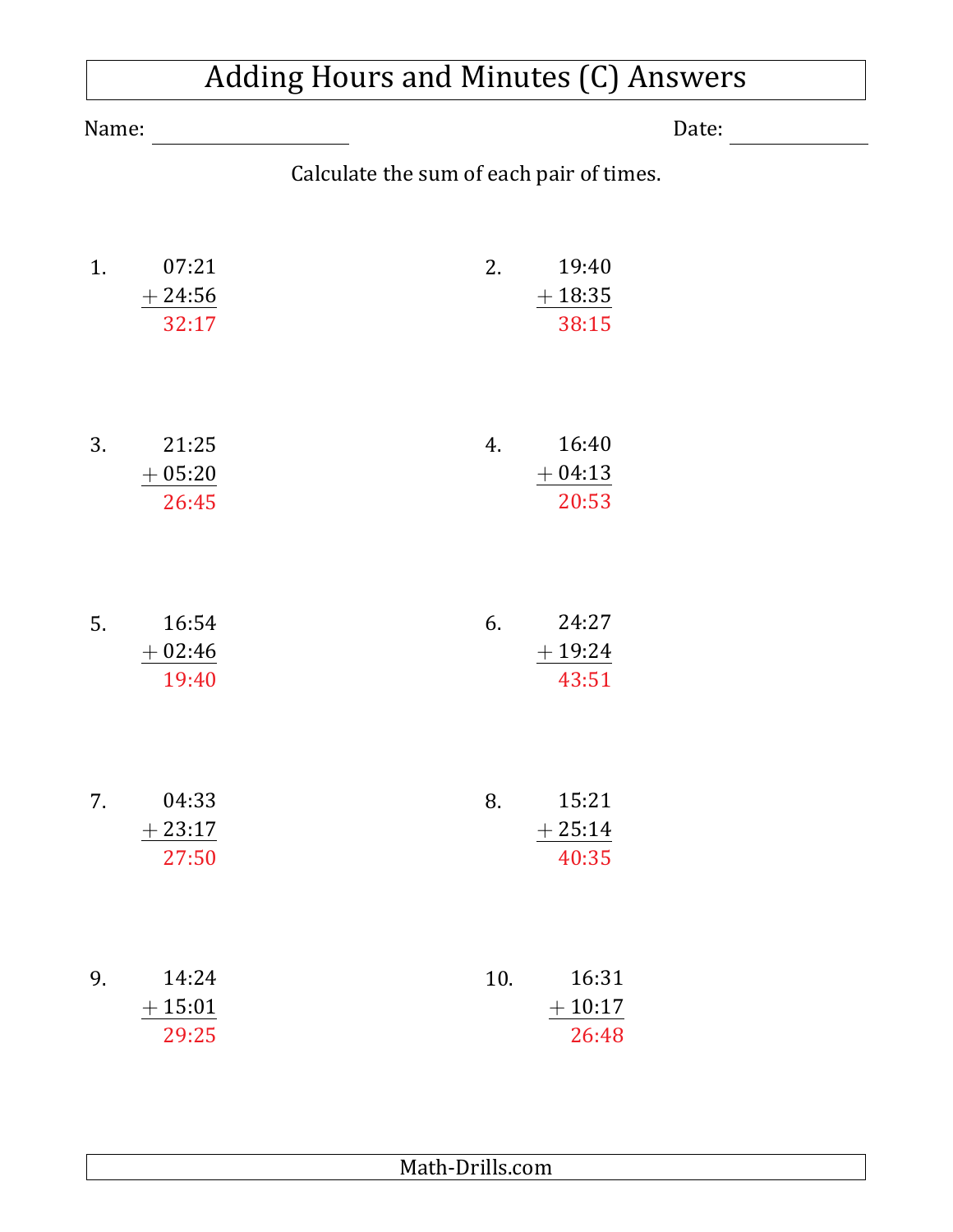# Adding Hours and Minutes (C) Answers

Name: ____________________ Date: ____________

Calculate the sum of each pair of times.

1.
```
  07:21
+ 24:56
  32:17
```

2.
```
  19:40
+ 18:35
  38:15
```

3.
```
  21:25
+ 05:20
  26:45
```

4.
```
  16:40
+ 04:13
  20:53
```

5.
```
  16:54
+ 02:46
  19:40
```

6.
```
  24:27
+ 19:24
  43:51
```

7.
```
  04:33
+ 23:17
  27:50
```

8.
```
  15:21
+ 25:14
  40:35
```

9.
```
  14:24
+ 15:01
  29:25
```

10.
```
  16:31
+ 10:17
  26:48
```

Math-Drills.com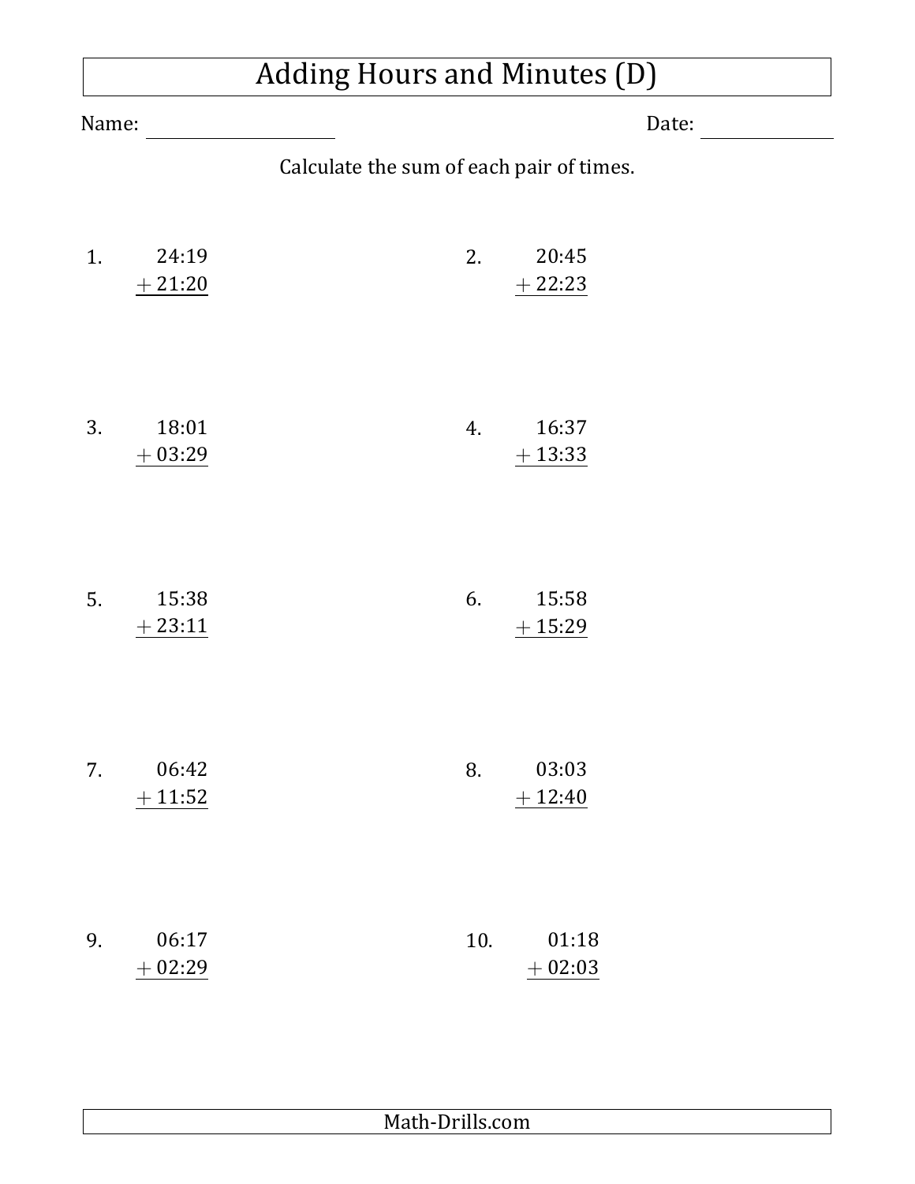# Adding Hours and Minutes (D)

Name: ____________________ Date: ______________

Calculate the sum of each pair of times.

1.
$$\begin{array}{r} 24{:}19 \\ +\ 21{:}20 \\ \hline \end{array}$$

2.
$$\begin{array}{r} 20{:}45 \\ +\ 22{:}23 \\ \hline \end{array}$$

3.
$$\begin{array}{r} 18{:}01 \\ +\ 03{:}29 \\ \hline \end{array}$$

4.
$$\begin{array}{r} 16{:}37 \\ +\ 13{:}33 \\ \hline \end{array}$$

5.
$$\begin{array}{r} 15{:}38 \\ +\ 23{:}11 \\ \hline \end{array}$$

6.
$$\begin{array}{r} 15{:}58 \\ +\ 15{:}29 \\ \hline \end{array}$$

7.
$$\begin{array}{r} 06{:}42 \\ +\ 11{:}52 \\ \hline \end{array}$$

8.
$$\begin{array}{r} 03{:}03 \\ +\ 12{:}40 \\ \hline \end{array}$$

9.
$$\begin{array}{r} 06{:}17 \\ +\ 02{:}29 \\ \hline \end{array}$$

10.
$$\begin{array}{r} 01{:}18 \\ +\ 02{:}03 \\ \hline \end{array}$$

Math-Drills.com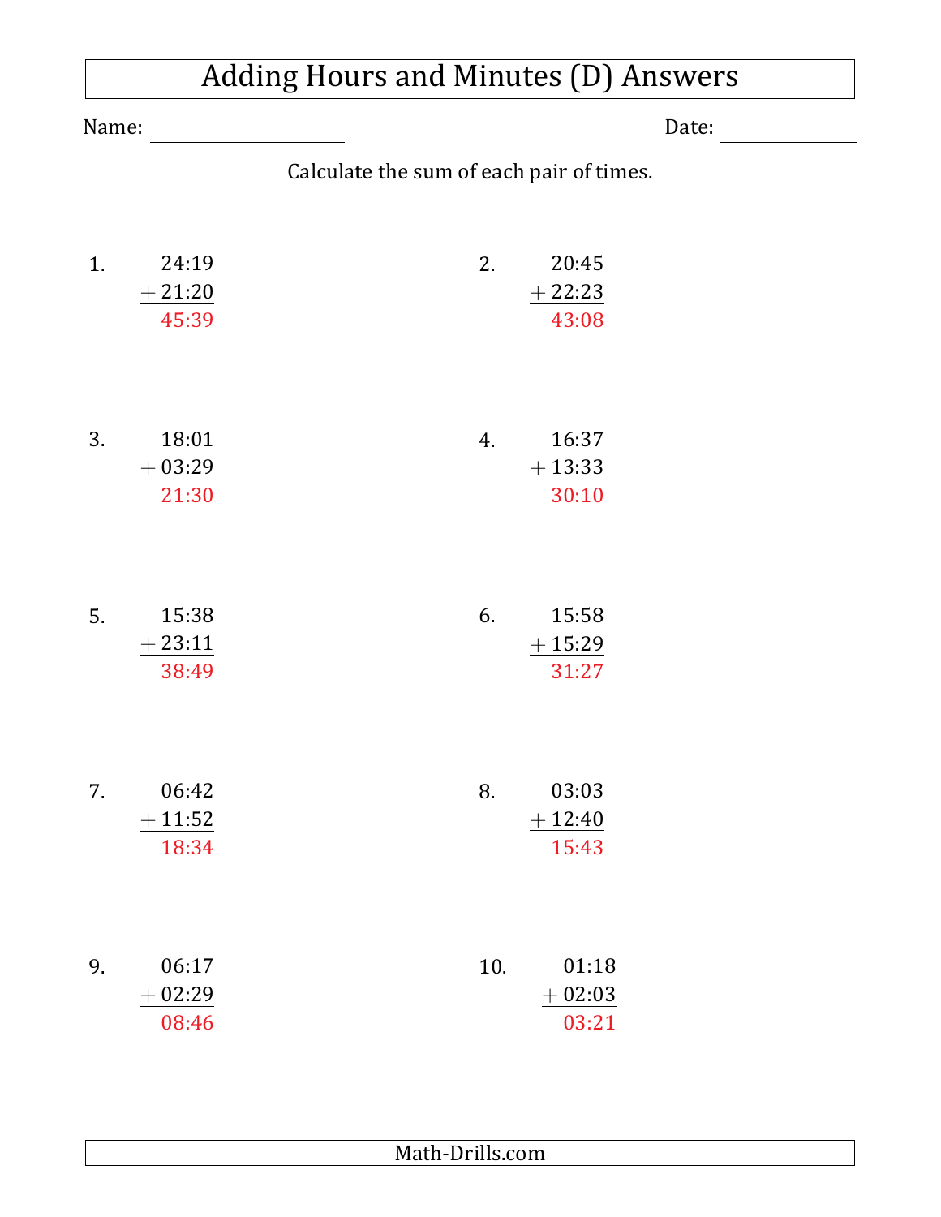# Adding Hours and Minutes (D) Answers

Name: ____________________ Date: ______________

Calculate the sum of each pair of times.

1. 24:19 + 21:20 = 45:39

2. 20:45 + 22:23 = 43:08

3. 18:01 + 03:29 = 21:30

4. 16:37 + 13:33 = 30:10

5. 15:38 + 23:11 = 38:49

6. 15:58 + 15:29 = 31:27

7. 06:42 + 11:52 = 18:34

8. 03:03 + 12:40 = 15:43

9. 06:17 + 02:29 = 08:46

10. 01:18 + 02:03 = 03:21

Math-Drills.com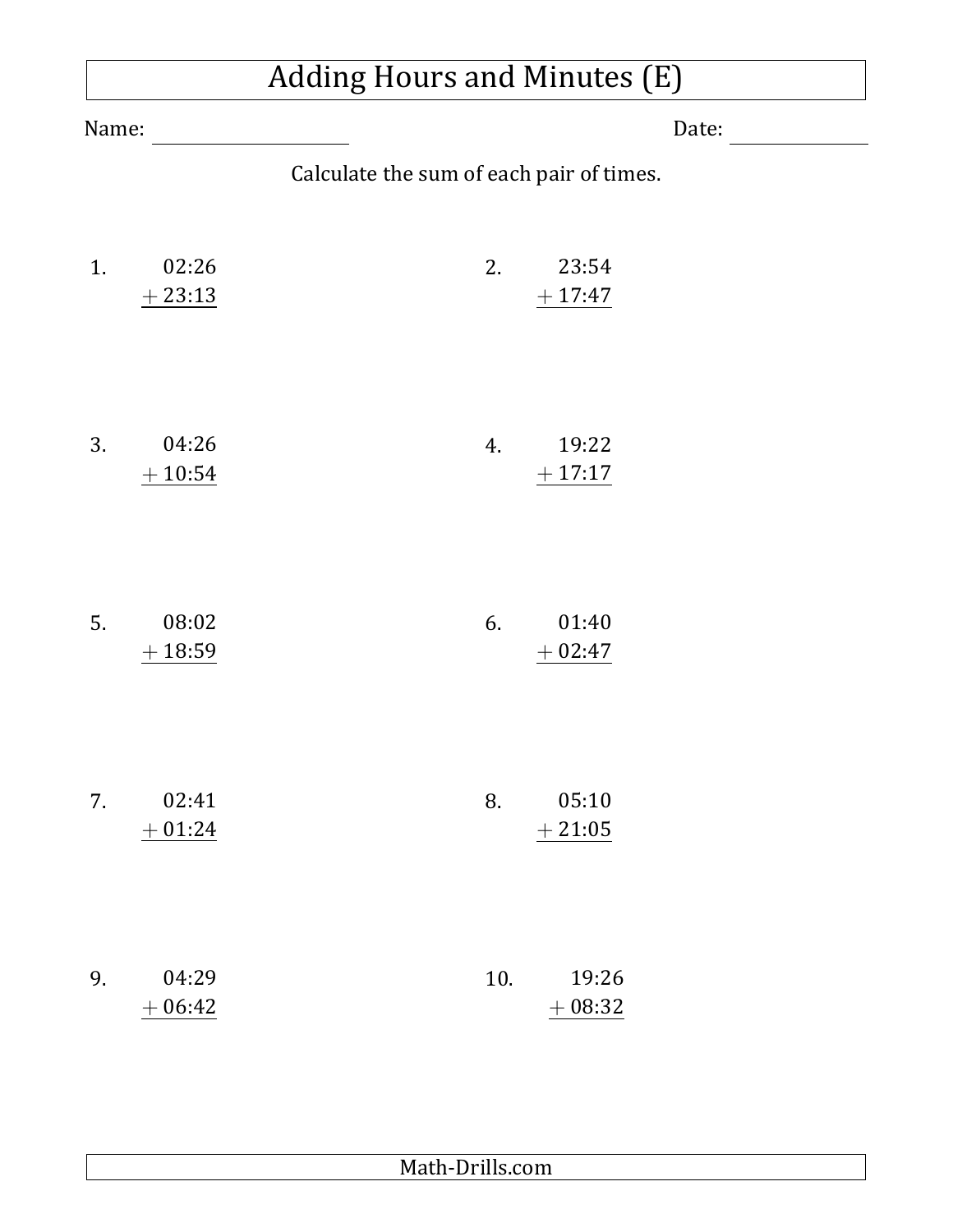# Adding Hours and Minutes (E)

Name: ____________________ Date: ______________

Calculate the sum of each pair of times.

1.
```
   02:26
 + 23:13
```

2.
```
   23:54
 + 17:47
```

3.
```
   04:26
 + 10:54
```

4.
```
   19:22
 + 17:17
```

5.
```
   08:02
 + 18:59
```

6.
```
   01:40
 + 02:47
```

7.
```
   02:41
 + 01:24
```

8.
```
   05:10
 + 21:05
```

9.
```
   04:29
 + 06:42
```

10.
```
   19:26
 + 08:32
```

Math-Drills.com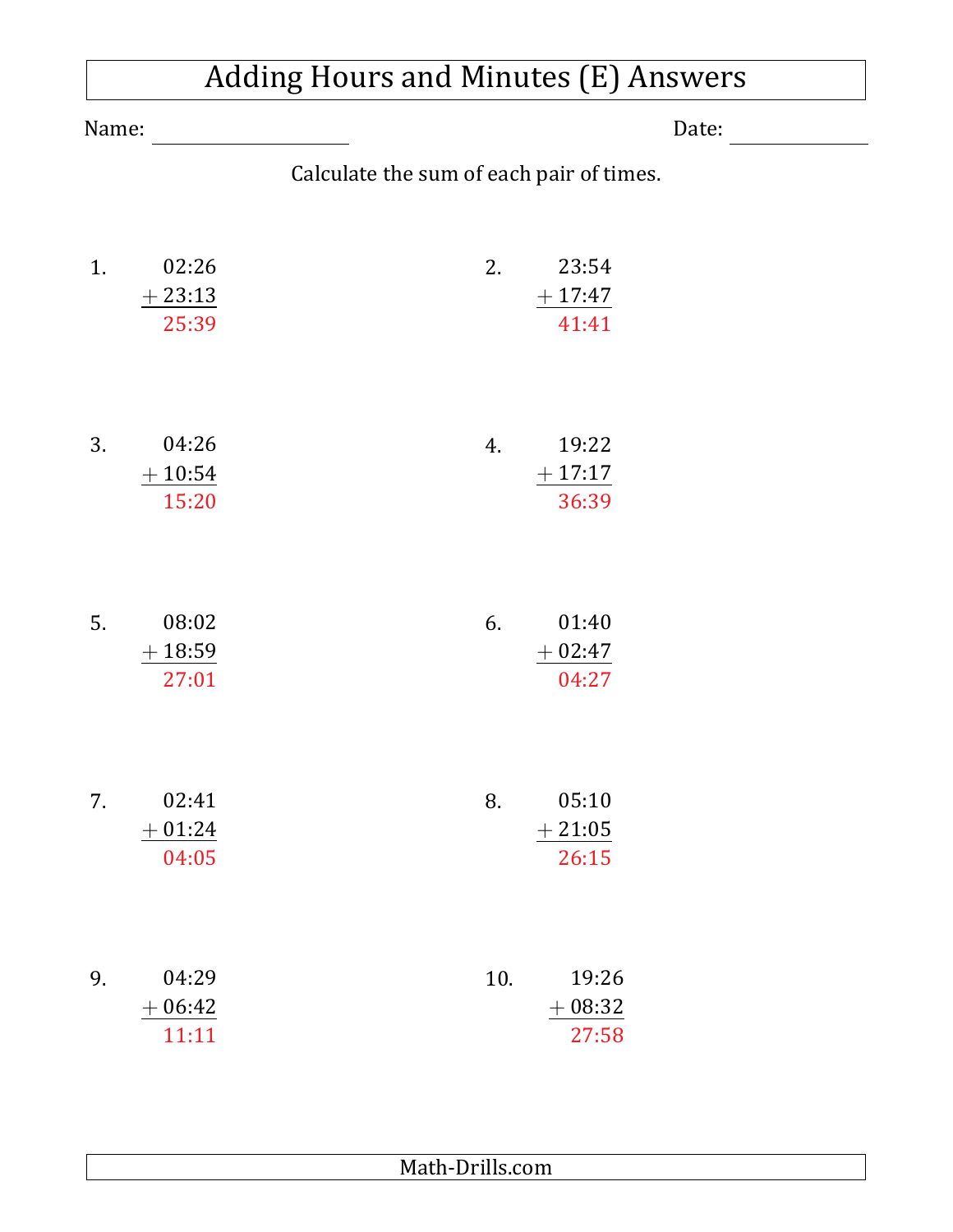# Adding Hours and Minutes (E) Answers

Name: ____________________ Date: ______________

Calculate the sum of each pair of times.

1. 02:26 + 23:13 = 25:39

2. 23:54 + 17:47 = 41:41

3. 04:26 + 10:54 = 15:20

4. 19:22 + 17:17 = 36:39

5. 08:02 + 18:59 = 27:01

6. 01:40 + 02:47 = 04:27

7. 02:41 + 01:24 = 04:05

8. 05:10 + 21:05 = 26:15

9. 04:29 + 06:42 = 11:11

10. 19:26 + 08:32 = 27:58

Math-Drills.com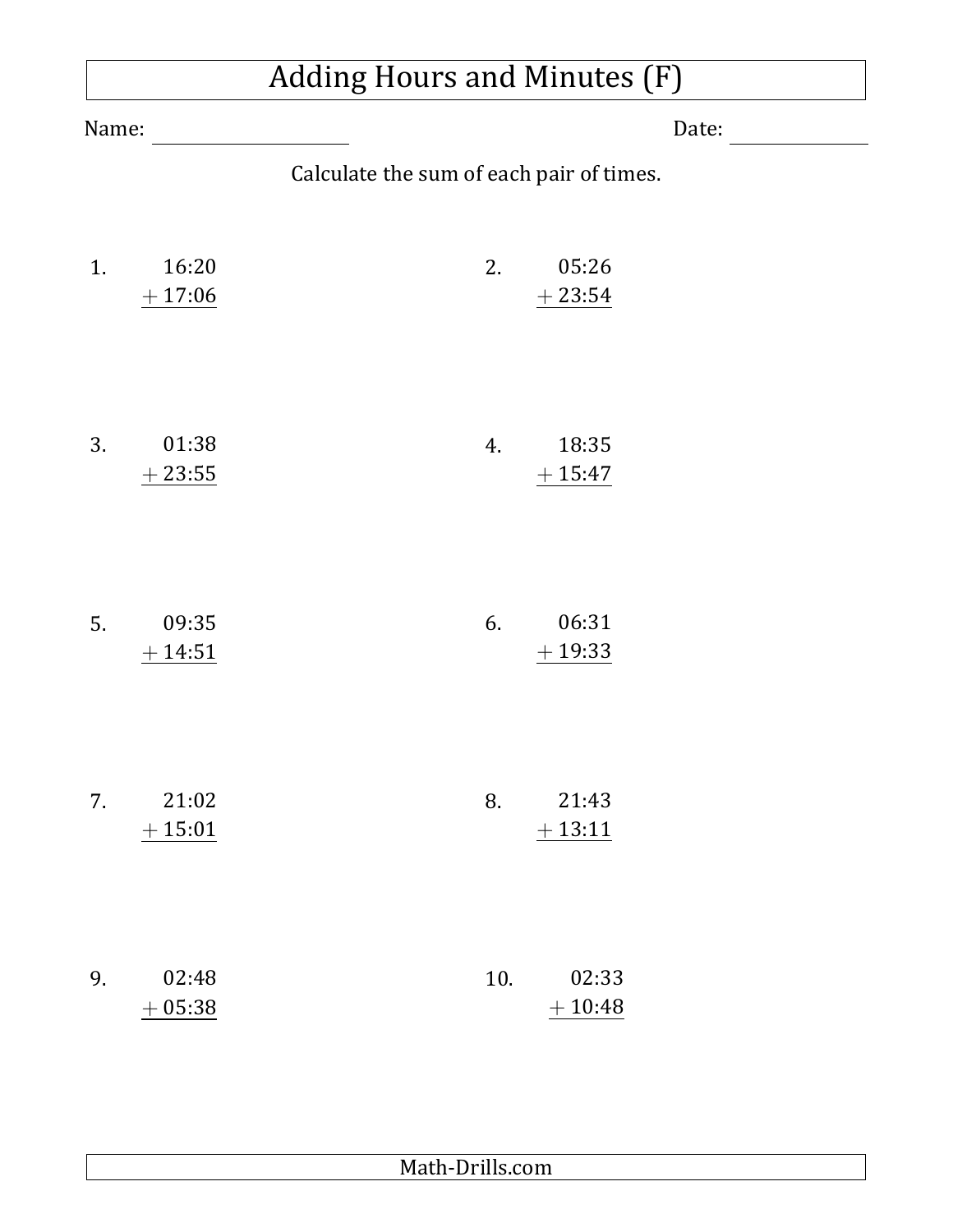# Adding Hours and Minutes (F)

Name: ____________________ Date: ______________

Calculate the sum of each pair of times.

1. 16:20 + 17:06

2. 05:26 + 23:54

3. 01:38 + 23:55

4. 18:35 + 15:47

5. 09:35 + 14:51

6. 06:31 + 19:33

7. 21:02 + 15:01

8. 21:43 + 13:11

9. 02:48 + 05:38

10. 02:33 + 10:48

Math-Drills.com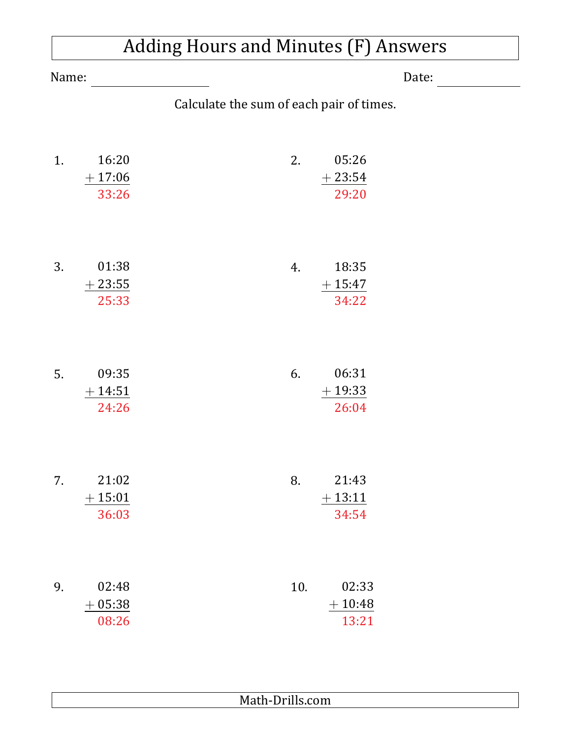# Adding Hours and Minutes (F) Answers

Name: ____________________ Date: ____________

Calculate the sum of each pair of times.

1. 16:20 + 17:06 = 33:26

2. 05:26 + 23:54 = 29:20

3. 01:38 + 23:55 = 25:33

4. 18:35 + 15:47 = 34:22

5. 09:35 + 14:51 = 24:26

6. 06:31 + 19:33 = 26:04

7. 21:02 + 15:01 = 36:03

8. 21:43 + 13:11 = 34:54

9. 02:48 + 05:38 = 08:26

10. 02:33 + 10:48 = 13:21

Math-Drills.com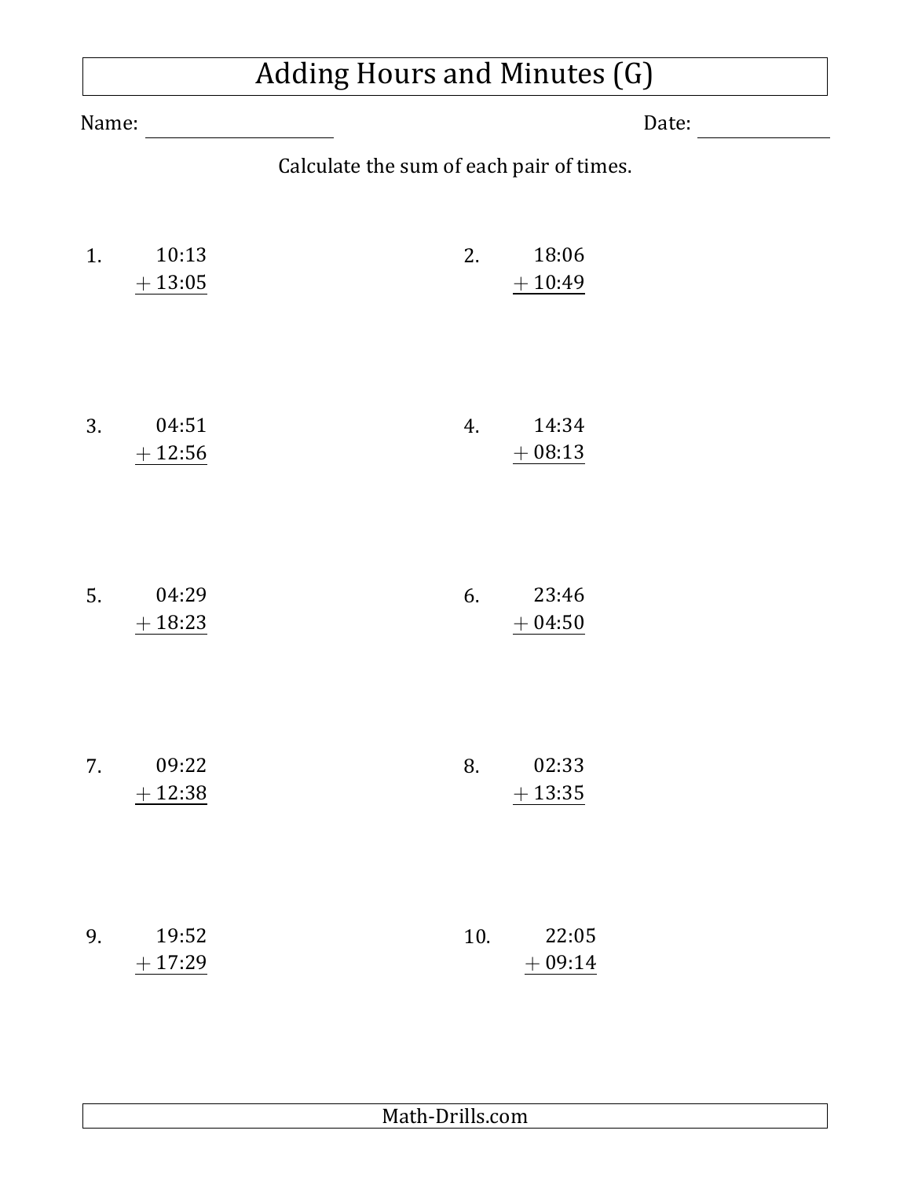# Adding Hours and Minutes (G)

Name: ____________________ Date: ______________

Calculate the sum of each pair of times.

1. 
```
  10:13
+ 13:05
```

2. 
```
  18:06
+ 10:49
```

3. 
```
  04:51
+ 12:56
```

4. 
```
  14:34
+ 08:13
```

5. 
```
  04:29
+ 18:23
```

6. 
```
  23:46
+ 04:50
```

7. 
```
  09:22
+ 12:38
```

8. 
```
  02:33
+ 13:35
```

9. 
```
  19:52
+ 17:29
```

10. 
```
  22:05
+ 09:14
```

Math-Drills.com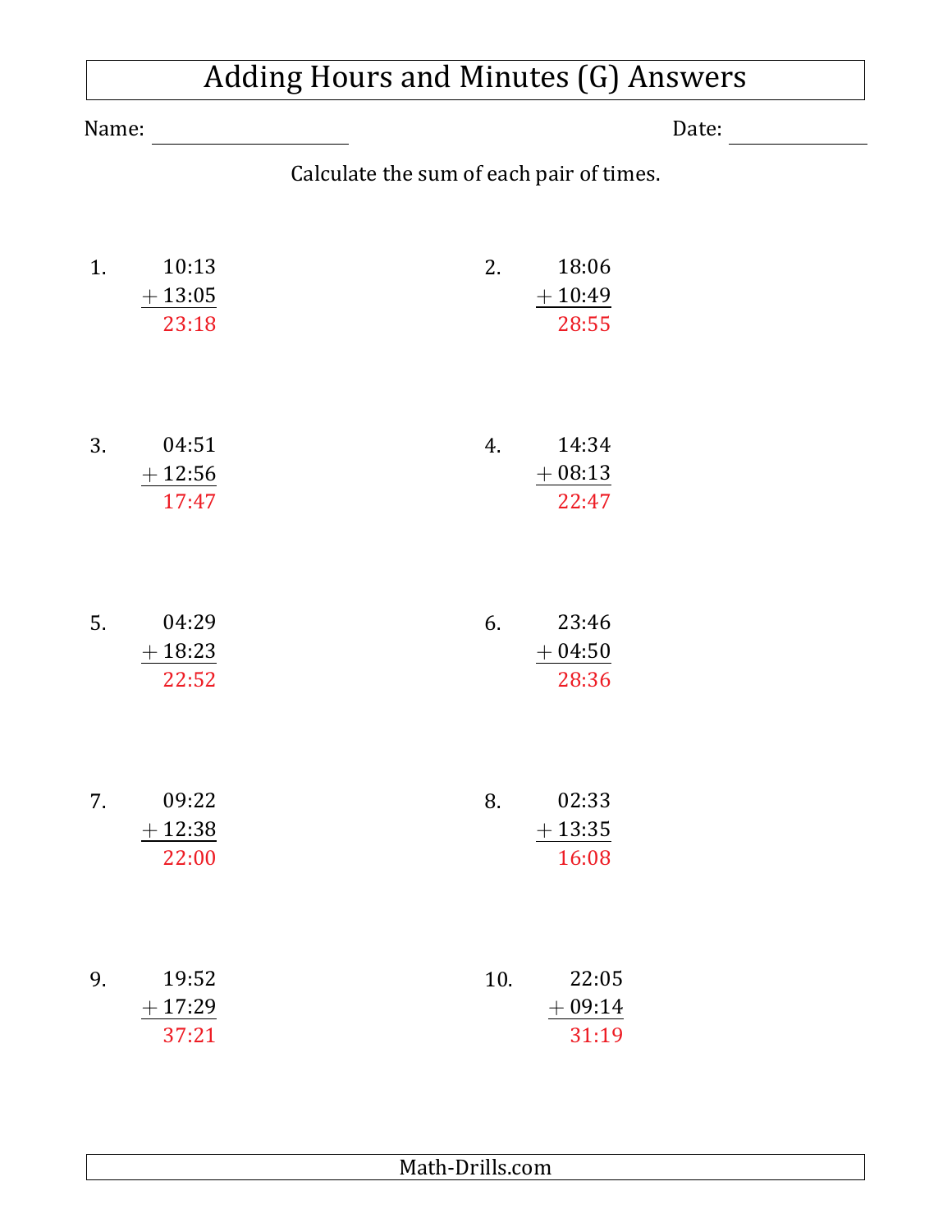# Adding Hours and Minutes (G) Answers

Name: ____________________ Date: ____________

Calculate the sum of each pair of times.

1. 10:13 + 13:05 = 23:18

2. 18:06 + 10:49 = 28:55

3. 04:51 + 12:56 = 17:47

4. 14:34 + 08:13 = 22:47

5. 04:29 + 18:23 = 22:52

6. 23:46 + 04:50 = 28:36

7. 09:22 + 12:38 = 22:00

8. 02:33 + 13:35 = 16:08

9. 19:52 + 17:29 = 37:21

10. 22:05 + 09:14 = 31:19

Math-Drills.com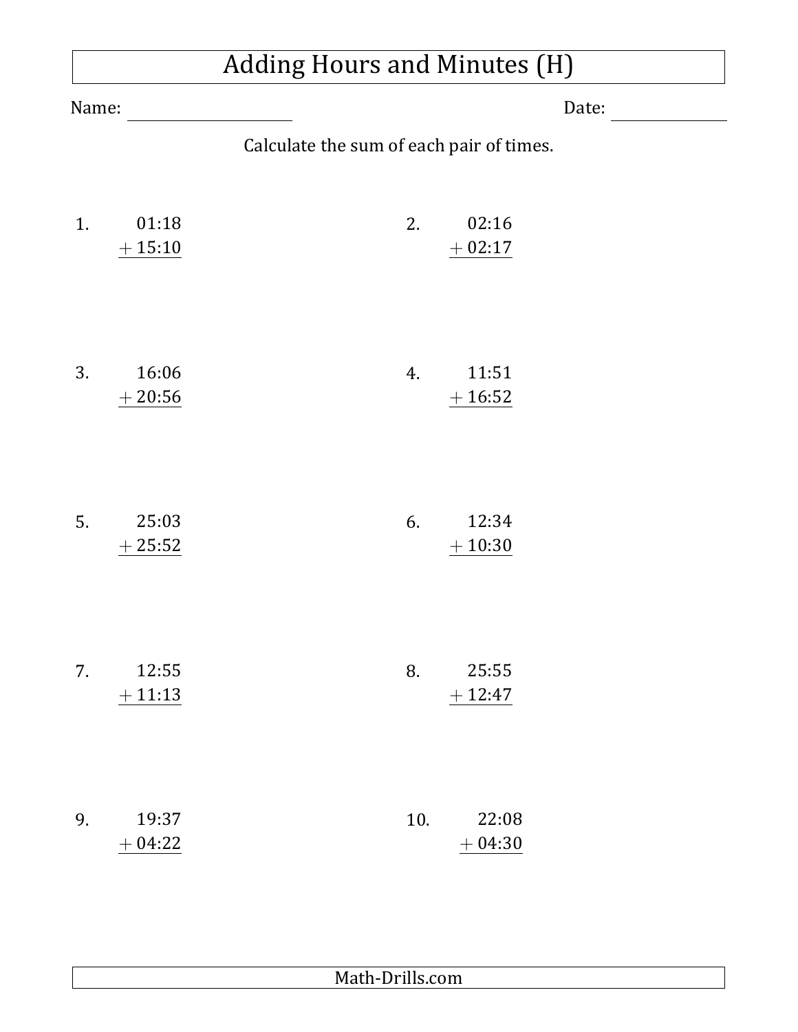# Adding Hours and Minutes (H)

Name: ____________________ Date: ______________

Calculate the sum of each pair of times.

1.
```
   01:18
 + 15:10
```

2.
```
   02:16
 + 02:17
```

3.
```
   16:06
 + 20:56
```

4.
```
   11:51
 + 16:52
```

5.
```
   25:03
 + 25:52
```

6.
```
   12:34
 + 10:30
```

7.
```
   12:55
 + 11:13
```

8.
```
   25:55
 + 12:47
```

9.
```
   19:37
 + 04:22
```

10.
```
   22:08
 + 04:30
```

Math-Drills.com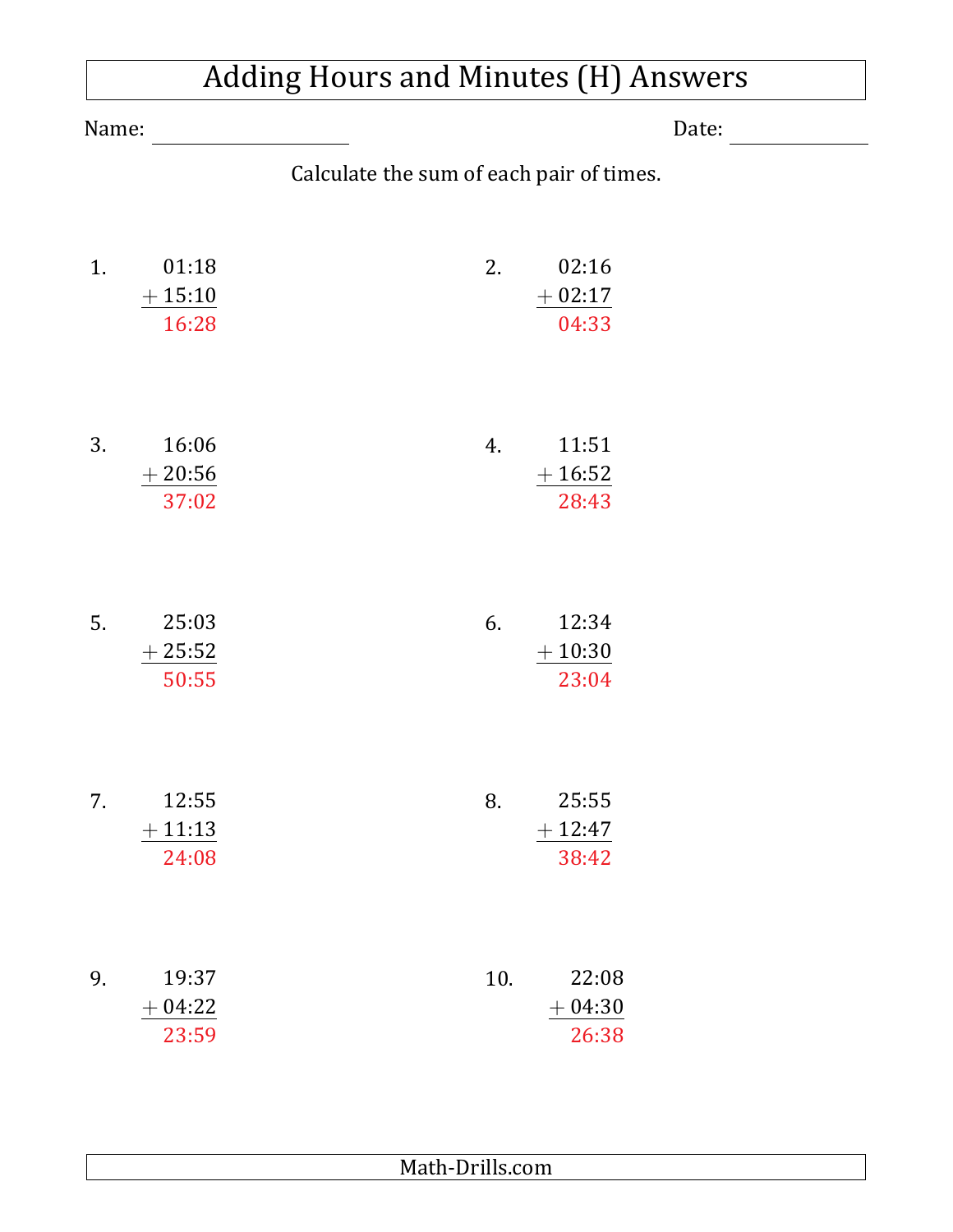# Adding Hours and Minutes (H) Answers

Name: ____________________ Date: ____________

Calculate the sum of each pair of times.

1.
```
  01:18
+ 15:10
  16:28
```

2.
```
  02:16
+ 02:17
  04:33
```

3.
```
  16:06
+ 20:56
  37:02
```

4.
```
  11:51
+ 16:52
  28:43
```

5.
```
  25:03
+ 25:52
  50:55
```

6.
```
  12:34
+ 10:30
  23:04
```

7.
```
  12:55
+ 11:13
  24:08
```

8.
```
  25:55
+ 12:47
  38:42
```

9.
```
  19:37
+ 04:22
  23:59
```

10.
```
  22:08
+ 04:30
  26:38
```

Math-Drills.com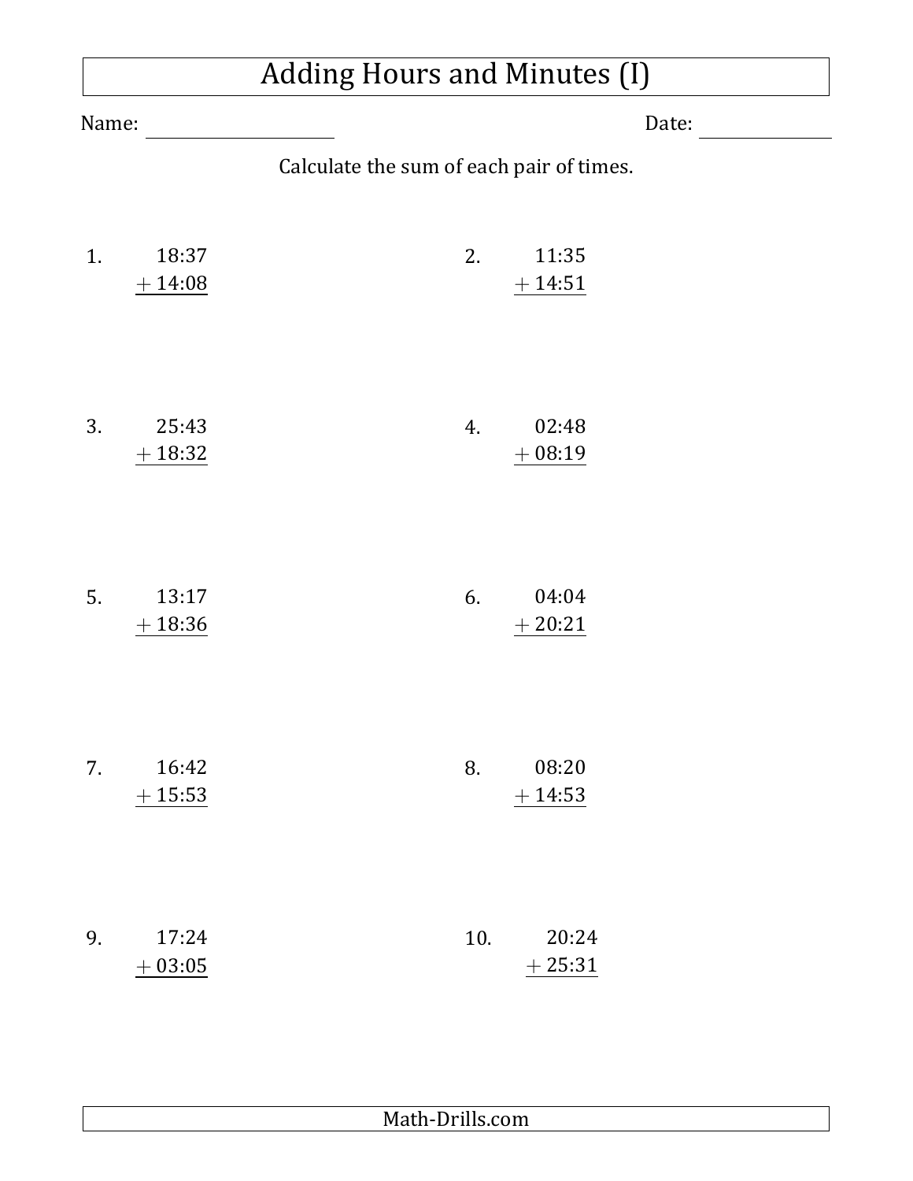# Adding Hours and Minutes (I)

Name: ____________________ Date: ______________

Calculate the sum of each pair of times.

1. 18:37 + 14:08

2. 11:35 + 14:51

3. 25:43 + 18:32

4. 02:48 + 08:19

5. 13:17 + 18:36

6. 04:04 + 20:21

7. 16:42 + 15:53

8. 08:20 + 14:53

9. 17:24 + 03:05

10. 20:24 + 25:31

Math-Drills.com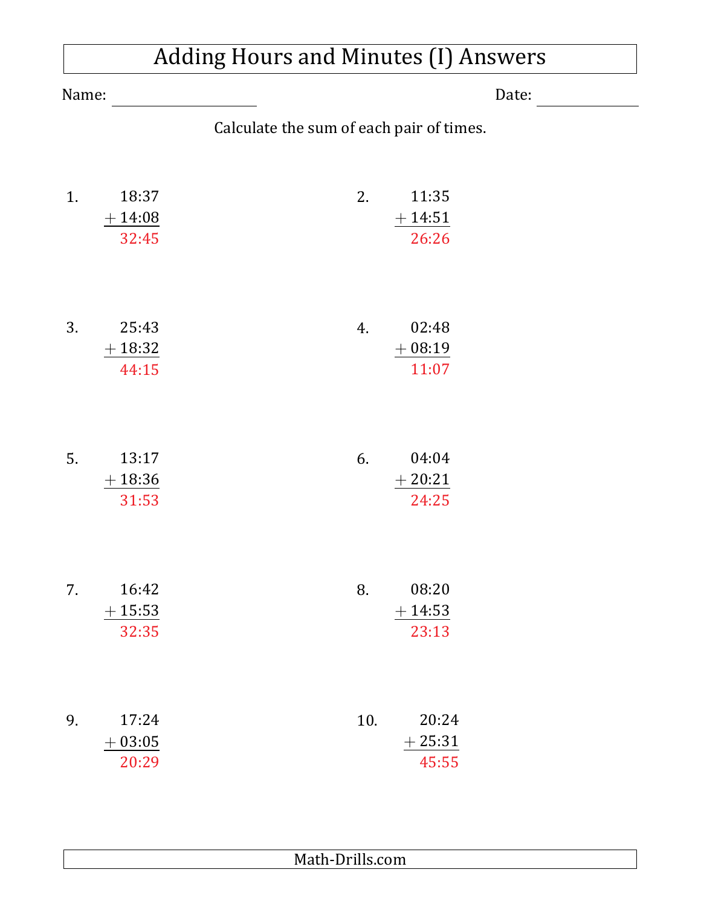# Adding Hours and Minutes (I) Answers

Name: ____________________ Date: ______________

Calculate the sum of each pair of times.

1. 
```
   18:37
 + 14:08
   32:45
```

2. 
```
   11:35
 + 14:51
   26:26
```

3. 
```
   25:43
 + 18:32
   44:15
```

4. 
```
   02:48
 + 08:19
   11:07
```

5. 
```
   13:17
 + 18:36
   31:53
```

6. 
```
   04:04
 + 20:21
   24:25
```

7. 
```
   16:42
 + 15:53
   32:35
```

8. 
```
   08:20
 + 14:53
   23:13
```

9. 
```
   17:24
 + 03:05
   20:29
```

10. 
```
   20:24
 + 25:31
   45:55
```

Math-Drills.com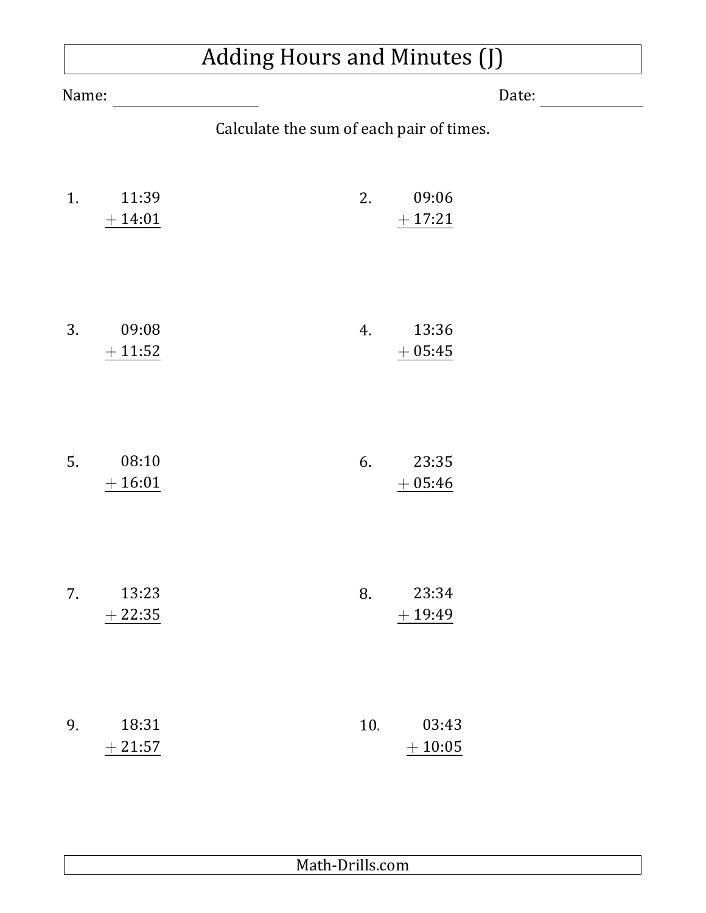# Adding Hours and Minutes (J)

Name: ____________________ Date: ______________

Calculate the sum of each pair of times.

1. $\begin{array}{r} 11{:}39 \\ +\ 14{:}01 \\ \hline \end{array}$

2. $\begin{array}{r} 09{:}06 \\ +\ 17{:}21 \\ \hline \end{array}$

3. $\begin{array}{r} 09{:}08 \\ +\ 11{:}52 \\ \hline \end{array}$

4. $\begin{array}{r} 13{:}36 \\ +\ 05{:}45 \\ \hline \end{array}$

5. $\begin{array}{r} 08{:}10 \\ +\ 16{:}01 \\ \hline \end{array}$

6. $\begin{array}{r} 23{:}35 \\ +\ 05{:}46 \\ \hline \end{array}$

7. $\begin{array}{r} 13{:}23 \\ +\ 22{:}35 \\ \hline \end{array}$

8. $\begin{array}{r} 23{:}34 \\ +\ 19{:}49 \\ \hline \end{array}$

9. $\begin{array}{r} 18{:}31 \\ +\ 21{:}57 \\ \hline \end{array}$

10. $\begin{array}{r} 03{:}43 \\ +\ 10{:}05 \\ \hline \end{array}$

Math-Drills.com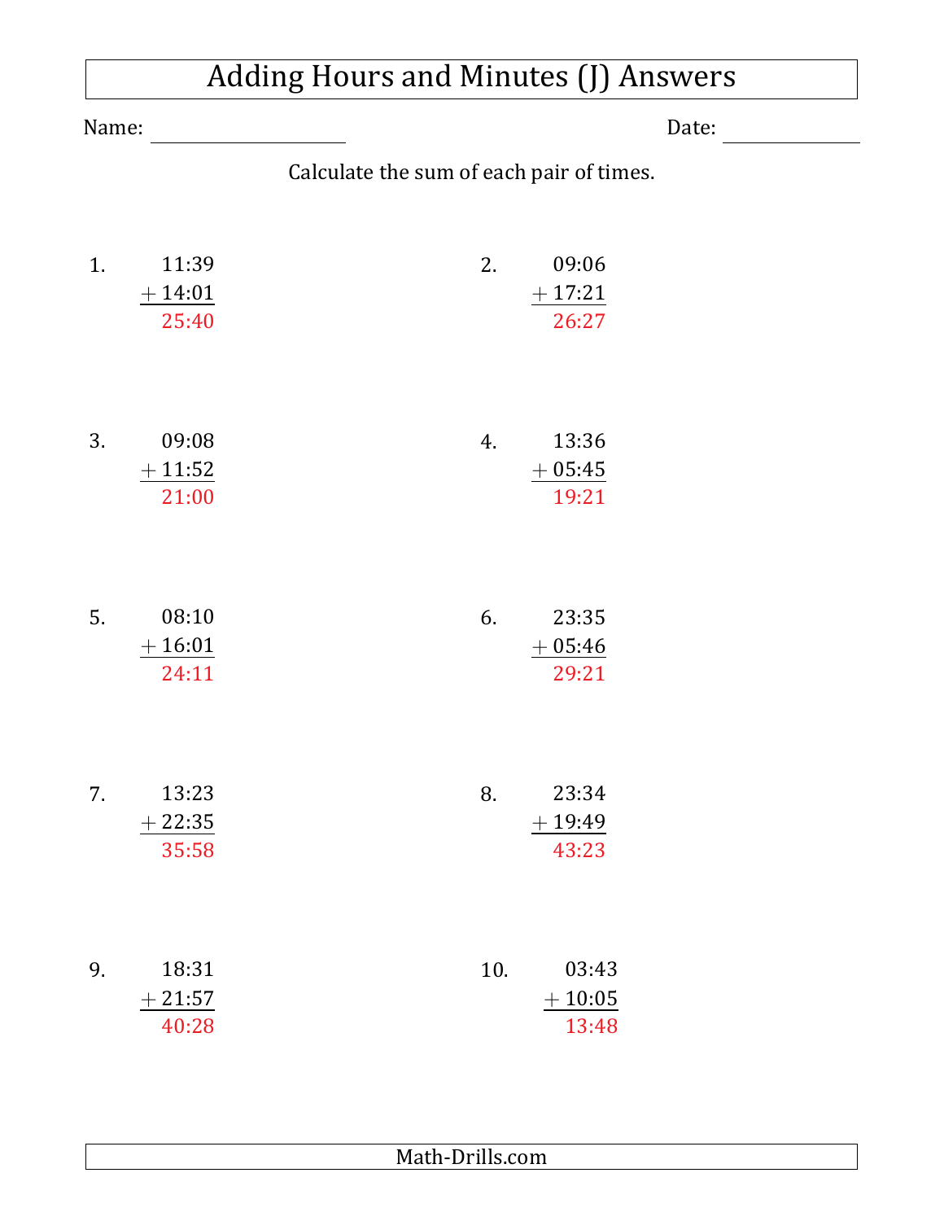# Adding Hours and Minutes (J) Answers

Name: ____________________ Date: ______________

Calculate the sum of each pair of times.

1.
```
  11:39
+ 14:01
  25:40
```

2.
```
  09:06
+ 17:21
  26:27
```

3.
```
  09:08
+ 11:52
  21:00
```

4.
```
  13:36
+ 05:45
  19:21
```

5.
```
  08:10
+ 16:01
  24:11
```

6.
```
  23:35
+ 05:46
  29:21
```

7.
```
  13:23
+ 22:35
  35:58
```

8.
```
  23:34
+ 19:49
  43:23
```

9.
```
  18:31
+ 21:57
  40:28
```

10.
```
  03:43
+ 10:05
  13:48
```

Math-Drills.com